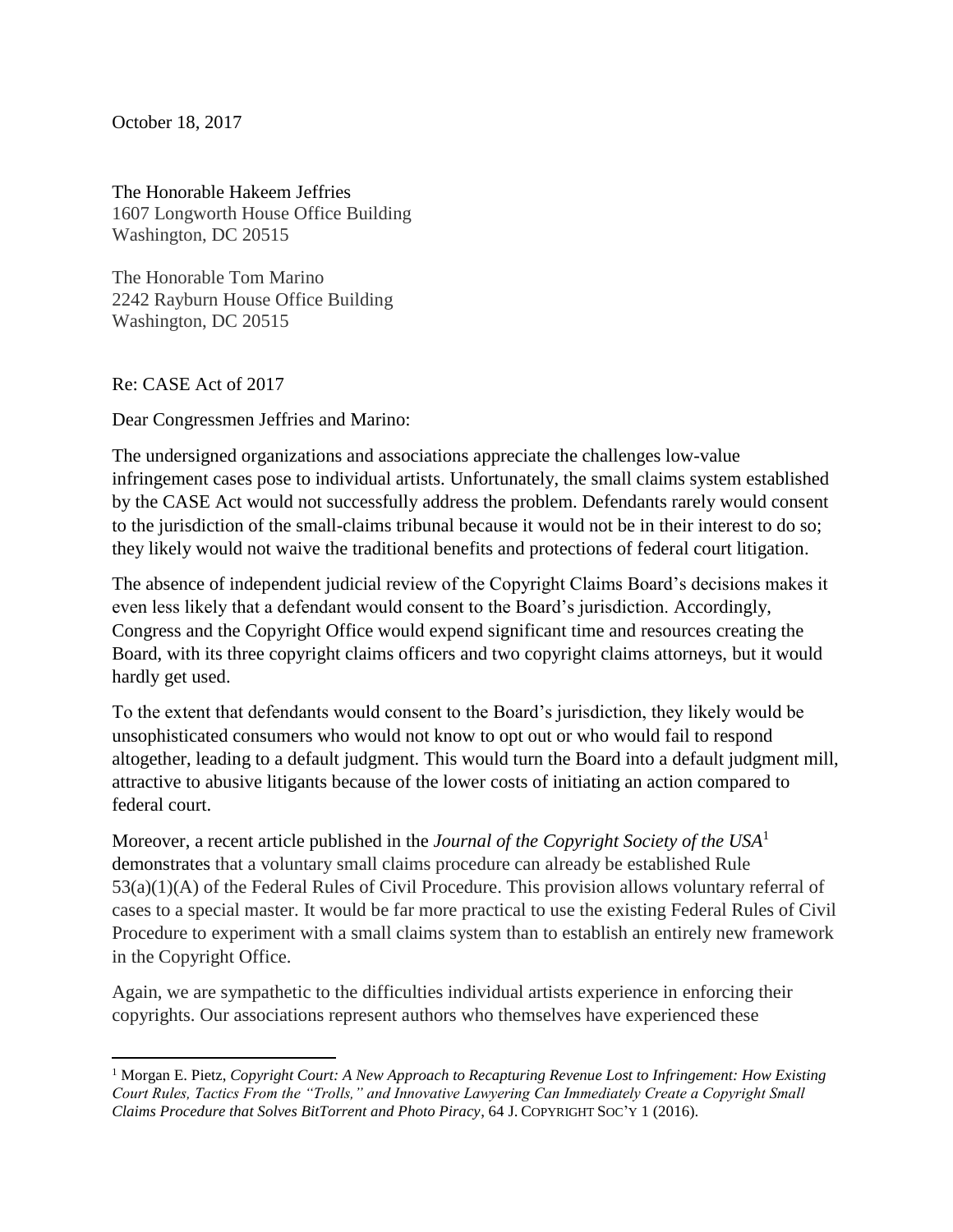October 18, 2017

The Honorable Hakeem Jeffries
1607 Longworth House Office Building
Washington, DC 20515

The Honorable Tom Marino
2242 Rayburn House Office Building
Washington, DC 20515

Re: CASE Act of 2017

Dear Congressmen Jeffries and Marino:

The undersigned organizations and associations appreciate the challenges low-value infringement cases pose to individual artists. Unfortunately, the small claims system established by the CASE Act would not successfully address the problem. Defendants rarely would consent to the jurisdiction of the small-claims tribunal because it would not be in their interest to do so; they likely would not waive the traditional benefits and protections of federal court litigation.

The absence of independent judicial review of the Copyright Claims Board's decisions makes it even less likely that a defendant would consent to the Board's jurisdiction. Accordingly, Congress and the Copyright Office would expend significant time and resources creating the Board, with its three copyright claims officers and two copyright claims attorneys, but it would hardly get used.

To the extent that defendants would consent to the Board's jurisdiction, they likely would be unsophisticated consumers who would not know to opt out or who would fail to respond altogether, leading to a default judgment. This would turn the Board into a default judgment mill, attractive to abusive litigants because of the lower costs of initiating an action compared to federal court.

Moreover, a recent article published in the *Journal of the Copyright Society of the USA*[1] demonstrates that a voluntary small claims procedure can already be established Rule 53(a)(1)(A) of the Federal Rules of Civil Procedure. This provision allows voluntary referral of cases to a special master. It would be far more practical to use the existing Federal Rules of Civil Procedure to experiment with a small claims system than to establish an entirely new framework in the Copyright Office.

Again, we are sympathetic to the difficulties individual artists experience in enforcing their copyrights. Our associations represent authors who themselves have experienced these

---

[1] Morgan E. Pietz, *Copyright Court: A New Approach to Recapturing Revenue Lost to Infringement: How Existing Court Rules, Tactics From the "Trolls," and Innovative Lawyering Can Immediately Create a Copyright Small Claims Procedure that Solves BitTorrent and Photo Piracy*, 64 J. COPYRIGHT SOC'Y 1 (2016).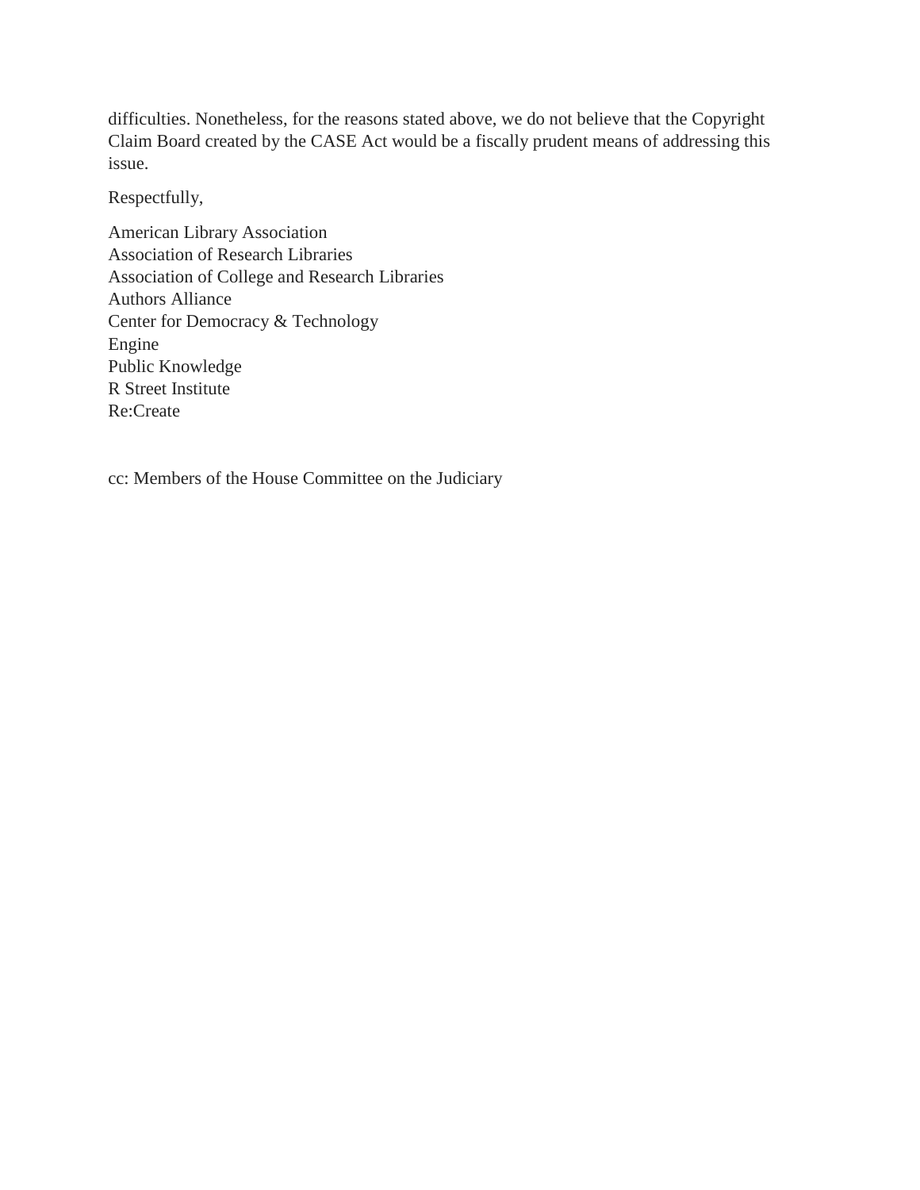difficulties. Nonetheless, for the reasons stated above, we do not believe that the Copyright Claim Board created by the CASE Act would be a fiscally prudent means of addressing this issue.

Respectfully,

American Library Association
Association of Research Libraries
Association of College and Research Libraries
Authors Alliance
Center for Democracy & Technology
Engine
Public Knowledge
R Street Institute
Re:Create

cc: Members of the House Committee on the Judiciary